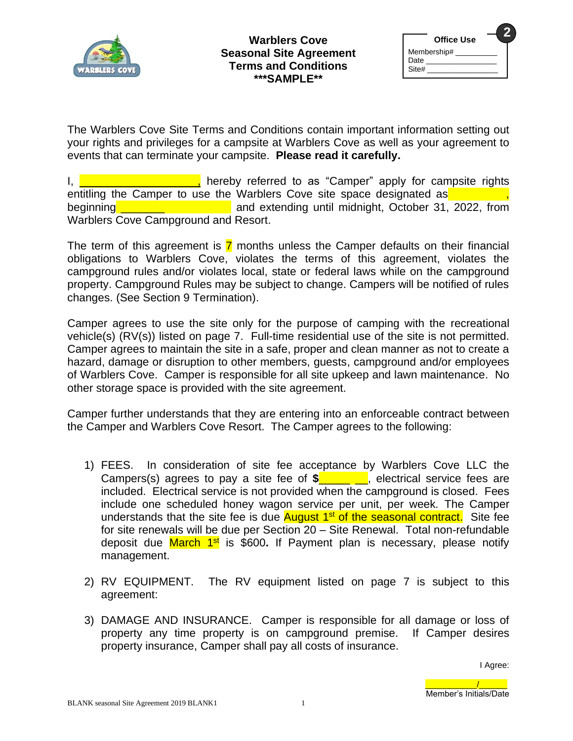# Warblers Cove
## Seasonal Site Agreement
## Terms and Conditions
## ***SAMPLE**

| Office Use |
|---|
| Membership# __________ |
| Date ______________ |
| Site# ________________ |

The Warblers Cove Site Terms and Conditions contain important information setting out your rights and privileges for a campsite at Warblers Cove as well as your agreement to events that can terminate your campsite. **Please read it carefully.**

I, ___________________, hereby referred to as "Camper" apply for campsite rights entitling the Camper to use the Warblers Cove site space designated as __________, beginning _______ and extending until midnight, October 31, 2022, from Warblers Cove Campground and Resort.

The term of this agreement is 7 months unless the Camper defaults on their financial obligations to Warblers Cove, violates the terms of this agreement, violates the campground rules and/or violates local, state or federal laws while on the campground property. Campground Rules may be subject to change. Campers will be notified of rules changes. (See Section 9 Termination).

Camper agrees to use the site only for the purpose of camping with the recreational vehicle(s) (RV(s)) listed on page 7. Full-time residential use of the site is not permitted. Camper agrees to maintain the site in a safe, proper and clean manner as not to create a hazard, damage or disruption to other members, guests, campground and/or employees of Warblers Cove. Camper is responsible for all site upkeep and lawn maintenance. No other storage space is provided with the site agreement.

Camper further understands that they are entering into an enforceable contract between the Camper and Warblers Cove Resort. The Camper agrees to the following:

1) FEES. In consideration of site fee acceptance by Warblers Cove LLC the Campers(s) agrees to pay a site fee of **$**_____ __, electrical service fees are included. Electrical service is not provided when the campground is closed. Fees include one scheduled honey wagon service per unit, per week. The Camper understands that the site fee is due August 1st of the seasonal contract. Site fee for site renewals will be due per Section 20 – Site Renewal. Total non-refundable deposit due March 1st is $600**.** If Payment plan is necessary, please notify management.

2) RV EQUIPMENT. The RV equipment listed on page 7 is subject to this agreement:

3) DAMAGE AND INSURANCE. Camper is responsible for all damage or loss of property any time property is on campground premise. If Camper desires property insurance, Camper shall pay all costs of insurance.

I Agree:

__________/______
Member's Initials/Date

BLANK seasonal Site Agreement 2019 BLANK1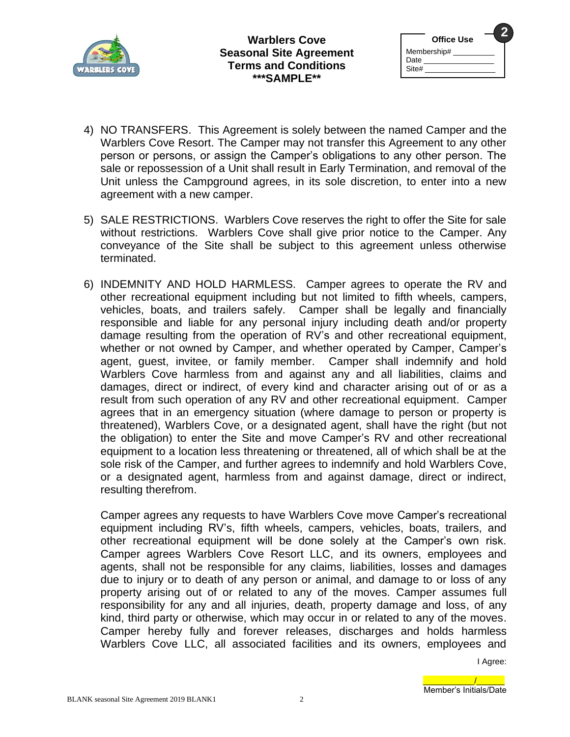**Warblers Cove**
**Seasonal Site Agreement**
**Terms and Conditions**
**\*\*\*SAMPLE\*\***

| Office Use |
|---|
| Membership# __________ |
| Date __________ |
| Site# __________ |

4) NO TRANSFERS. This Agreement is solely between the named Camper and the Warblers Cove Resort. The Camper may not transfer this Agreement to any other person or persons, or assign the Camper's obligations to any other person. The sale or repossession of a Unit shall result in Early Termination, and removal of the Unit unless the Campground agrees, in its sole discretion, to enter into a new agreement with a new camper.

5) SALE RESTRICTIONS. Warblers Cove reserves the right to offer the Site for sale without restrictions. Warblers Cove shall give prior notice to the Camper. Any conveyance of the Site shall be subject to this agreement unless otherwise terminated.

6) INDEMNITY AND HOLD HARMLESS. Camper agrees to operate the RV and other recreational equipment including but not limited to fifth wheels, campers, vehicles, boats, and trailers safely. Camper shall be legally and financially responsible and liable for any personal injury including death and/or property damage resulting from the operation of RV's and other recreational equipment, whether or not owned by Camper, and whether operated by Camper, Camper's agent, guest, invitee, or family member. Camper shall indemnify and hold Warblers Cove harmless from and against any and all liabilities, claims and damages, direct or indirect, of every kind and character arising out of or as a result from such operation of any RV and other recreational equipment. Camper agrees that in an emergency situation (where damage to person or property is threatened), Warblers Cove, or a designated agent, shall have the right (but not the obligation) to enter the Site and move Camper's RV and other recreational equipment to a location less threatening or threatened, all of which shall be at the sole risk of the Camper, and further agrees to indemnify and hold Warblers Cove, or a designated agent, harmless from and against damage, direct or indirect, resulting therefrom.

   Camper agrees any requests to have Warblers Cove move Camper's recreational equipment including RV's, fifth wheels, campers, vehicles, boats, trailers, and other recreational equipment will be done solely at the Camper's own risk. Camper agrees Warblers Cove Resort LLC, and its owners, employees and agents, shall not be responsible for any claims, liabilities, losses and damages due to injury or to death of any person or animal, and damage to or loss of any property arising out of or related to any of the moves. Camper assumes full responsibility for any and all injuries, death, property damage and loss, of any kind, third party or otherwise, which may occur in or related to any of the moves. Camper hereby fully and forever releases, discharges and holds harmless Warblers Cove LLC, all associated facilities and its owners, employees and

I Agree:

__________/______
Member's Initials/Date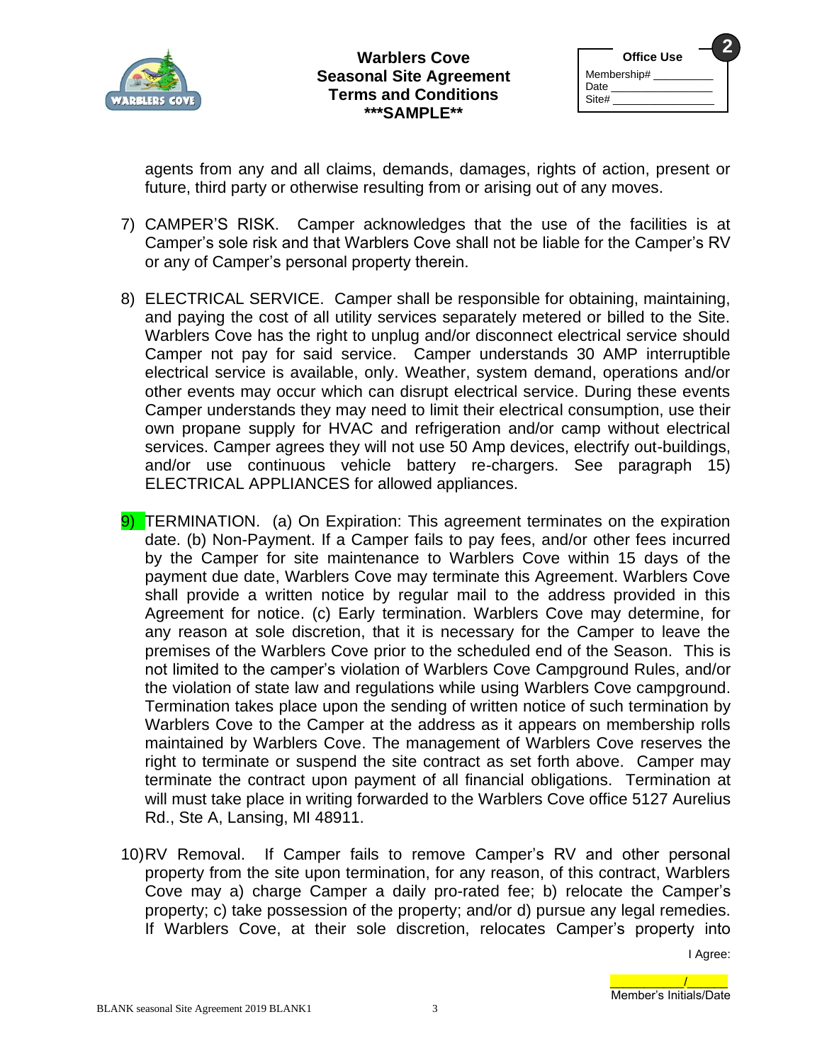agents from any and all claims, demands, damages, rights of action, present or future, third party or otherwise resulting from or arising out of any moves.

7) CAMPER'S RISK. Camper acknowledges that the use of the facilities is at Camper's sole risk and that Warblers Cove shall not be liable for the Camper's RV or any of Camper's personal property therein.

8) ELECTRICAL SERVICE. Camper shall be responsible for obtaining, maintaining, and paying the cost of all utility services separately metered or billed to the Site. Warblers Cove has the right to unplug and/or disconnect electrical service should Camper not pay for said service. Camper understands 30 AMP interruptible electrical service is available, only. Weather, system demand, operations and/or other events may occur which can disrupt electrical service. During these events Camper understands they may need to limit their electrical consumption, use their own propane supply for HVAC and refrigeration and/or camp without electrical services. Camper agrees they will not use 50 Amp devices, electrify out-buildings, and/or use continuous vehicle battery re-chargers. See paragraph 15) ELECTRICAL APPLIANCES for allowed appliances.

9) TERMINATION. (a) On Expiration: This agreement terminates on the expiration date. (b) Non-Payment. If a Camper fails to pay fees, and/or other fees incurred by the Camper for site maintenance to Warblers Cove within 15 days of the payment due date, Warblers Cove may terminate this Agreement. Warblers Cove shall provide a written notice by regular mail to the address provided in this Agreement for notice. (c) Early termination. Warblers Cove may determine, for any reason at sole discretion, that it is necessary for the Camper to leave the premises of the Warblers Cove prior to the scheduled end of the Season. This is not limited to the camper's violation of Warblers Cove Campground Rules, and/or the violation of state law and regulations while using Warblers Cove campground. Termination takes place upon the sending of written notice of such termination by Warblers Cove to the Camper at the address as it appears on membership rolls maintained by Warblers Cove. The management of Warblers Cove reserves the right to terminate or suspend the site contract as set forth above. Camper may terminate the contract upon payment of all financial obligations. Termination at will must take place in writing forwarded to the Warblers Cove office 5127 Aurelius Rd., Ste A, Lansing, MI 48911.

10) RV Removal. If Camper fails to remove Camper's RV and other personal property from the site upon termination, for any reason, of this contract, Warblers Cove may a) charge Camper a daily pro-rated fee; b) relocate the Camper's property; c) take possession of the property; and/or d) pursue any legal remedies. If Warblers Cove, at their sole discretion, relocates Camper's property into

I Agree:

__________/______
Member's Initials/Date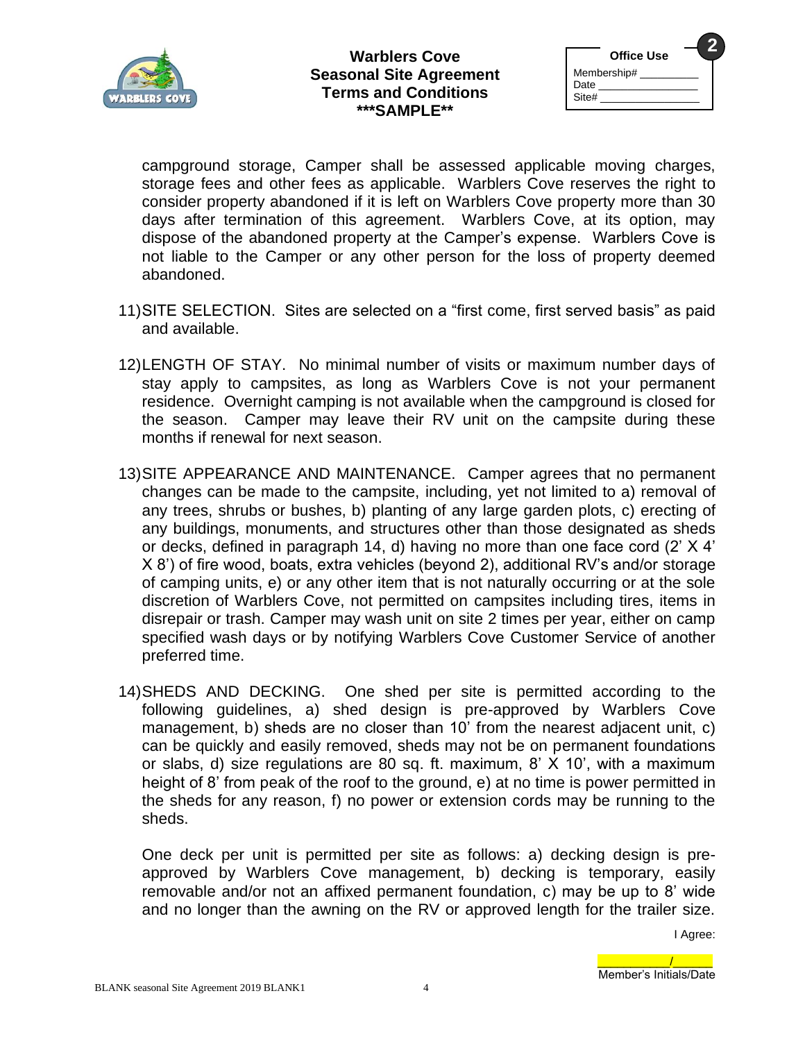campground storage, Camper shall be assessed applicable moving charges, storage fees and other fees as applicable. Warblers Cove reserves the right to consider property abandoned if it is left on Warblers Cove property more than 30 days after termination of this agreement. Warblers Cove, at its option, may dispose of the abandoned property at the Camper's expense. Warblers Cove is not liable to the Camper or any other person for the loss of property deemed abandoned.

11) SITE SELECTION. Sites are selected on a "first come, first served basis" as paid and available.

12) LENGTH OF STAY. No minimal number of visits or maximum number days of stay apply to campsites, as long as Warblers Cove is not your permanent residence. Overnight camping is not available when the campground is closed for the season. Camper may leave their RV unit on the campsite during these months if renewal for next season.

13) SITE APPEARANCE AND MAINTENANCE. Camper agrees that no permanent changes can be made to the campsite, including, yet not limited to a) removal of any trees, shrubs or bushes, b) planting of any large garden plots, c) erecting of any buildings, monuments, and structures other than those designated as sheds or decks, defined in paragraph 14, d) having no more than one face cord (2' X 4' X 8') of fire wood, boats, extra vehicles (beyond 2), additional RV's and/or storage of camping units, e) or any other item that is not naturally occurring or at the sole discretion of Warblers Cove, not permitted on campsites including tires, items in disrepair or trash. Camper may wash unit on site 2 times per year, either on camp specified wash days or by notifying Warblers Cove Customer Service of another preferred time.

14) SHEDS AND DECKING. One shed per site is permitted according to the following guidelines, a) shed design is pre-approved by Warblers Cove management, b) sheds are no closer than 10' from the nearest adjacent unit, c) can be quickly and easily removed, sheds may not be on permanent foundations or slabs, d) size regulations are 80 sq. ft. maximum, 8' X 10', with a maximum height of 8' from peak of the roof to the ground, e) at no time is power permitted in the sheds for any reason, f) no power or extension cords may be running to the sheds.

One deck per unit is permitted per site as follows: a) decking design is pre-approved by Warblers Cove management, b) decking is temporary, easily removable and/or not an affixed permanent foundation, c) may be up to 8' wide and no longer than the awning on the RV or approved length for the trailer size.

I Agree:

__________/______
Member's Initials/Date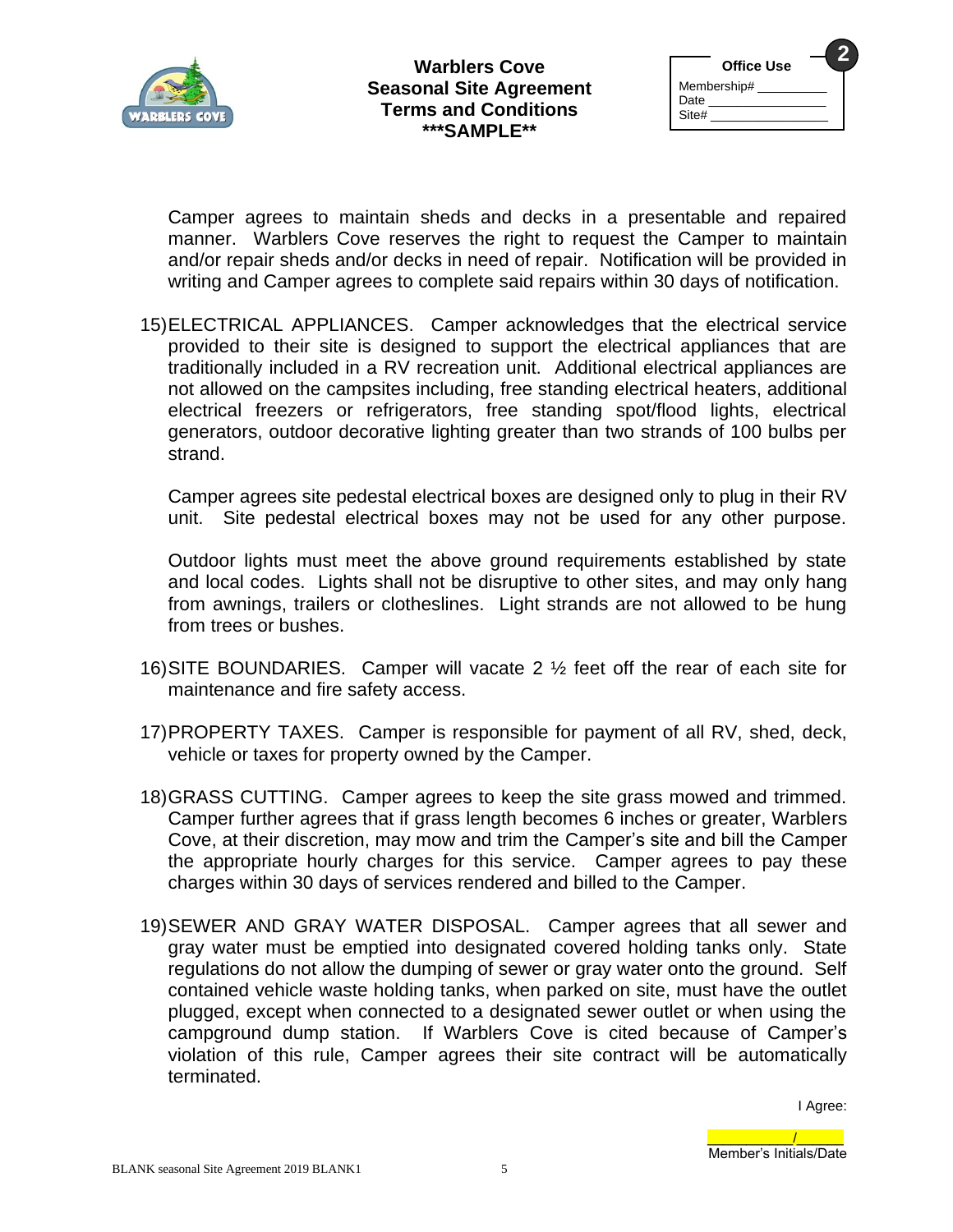Camper agrees to maintain sheds and decks in a presentable and repaired manner. Warblers Cove reserves the right to request the Camper to maintain and/or repair sheds and/or decks in need of repair. Notification will be provided in writing and Camper agrees to complete said repairs within 30 days of notification.

15) ELECTRICAL APPLIANCES. Camper acknowledges that the electrical service provided to their site is designed to support the electrical appliances that are traditionally included in a RV recreation unit. Additional electrical appliances are not allowed on the campsites including, free standing electrical heaters, additional electrical freezers or refrigerators, free standing spot/flood lights, electrical generators, outdoor decorative lighting greater than two strands of 100 bulbs per strand.

    Camper agrees site pedestal electrical boxes are designed only to plug in their RV unit. Site pedestal electrical boxes may not be used for any other purpose.

    Outdoor lights must meet the above ground requirements established by state and local codes. Lights shall not be disruptive to other sites, and may only hang from awnings, trailers or clotheslines. Light strands are not allowed to be hung from trees or bushes.

16) SITE BOUNDARIES. Camper will vacate 2 ½ feet off the rear of each site for maintenance and fire safety access.

17) PROPERTY TAXES. Camper is responsible for payment of all RV, shed, deck, vehicle or taxes for property owned by the Camper.

18) GRASS CUTTING. Camper agrees to keep the site grass mowed and trimmed. Camper further agrees that if grass length becomes 6 inches or greater, Warblers Cove, at their discretion, may mow and trim the Camper's site and bill the Camper the appropriate hourly charges for this service. Camper agrees to pay these charges within 30 days of services rendered and billed to the Camper.

19) SEWER AND GRAY WATER DISPOSAL. Camper agrees that all sewer and gray water must be emptied into designated covered holding tanks only. State regulations do not allow the dumping of sewer or gray water onto the ground. Self contained vehicle waste holding tanks, when parked on site, must have the outlet plugged, except when connected to a designated sewer outlet or when using the campground dump station. If Warblers Cove is cited because of Camper's violation of this rule, Camper agrees their site contract will be automatically terminated.

I Agree:

__________/______
Member's Initials/Date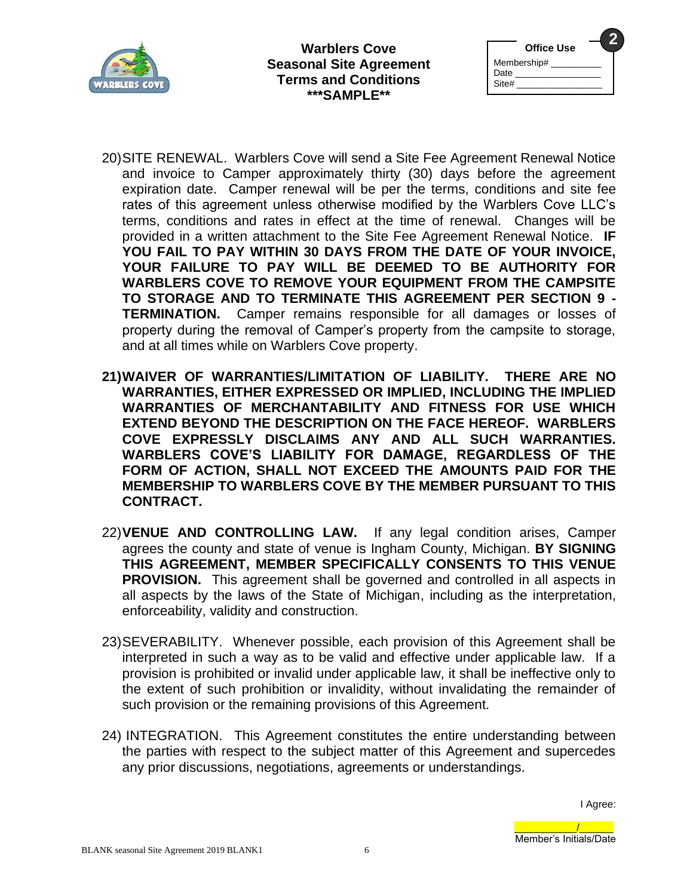**Warblers Cove**
**Seasonal Site Agreement**
**Terms and Conditions**
**\*\*\*SAMPLE\*\***

| **Office Use** |
|---|
| Membership# __________ |
| Date ________________ |
| Site# ________________ |

20) SITE RENEWAL. Warblers Cove will send a Site Fee Agreement Renewal Notice and invoice to Camper approximately thirty (30) days before the agreement expiration date. Camper renewal will be per the terms, conditions and site fee rates of this agreement unless otherwise modified by the Warblers Cove LLC's terms, conditions and rates in effect at the time of renewal. Changes will be provided in a written attachment to the Site Fee Agreement Renewal Notice. **IF YOU FAIL TO PAY WITHIN 30 DAYS FROM THE DATE OF YOUR INVOICE, YOUR FAILURE TO PAY WILL BE DEEMED TO BE AUTHORITY FOR WARBLERS COVE TO REMOVE YOUR EQUIPMENT FROM THE CAMPSITE TO STORAGE AND TO TERMINATE THIS AGREEMENT PER SECTION 9 - TERMINATION.** Camper remains responsible for all damages or losses of property during the removal of Camper's property from the campsite to storage, and at all times while on Warblers Cove property.

**21) WAIVER OF WARRANTIES/LIMITATION OF LIABILITY. THERE ARE NO WARRANTIES, EITHER EXPRESSED OR IMPLIED, INCLUDING THE IMPLIED WARRANTIES OF MERCHANTABILITY AND FITNESS FOR USE WHICH EXTEND BEYOND THE DESCRIPTION ON THE FACE HEREOF. WARBLERS COVE EXPRESSLY DISCLAIMS ANY AND ALL SUCH WARRANTIES. WARBLERS COVE'S LIABILITY FOR DAMAGE, REGARDLESS OF THE FORM OF ACTION, SHALL NOT EXCEED THE AMOUNTS PAID FOR THE MEMBERSHIP TO WARBLERS COVE BY THE MEMBER PURSUANT TO THIS CONTRACT.**

22) **VENUE AND CONTROLLING LAW.** If any legal condition arises, Camper agrees the county and state of venue is Ingham County, Michigan. **BY SIGNING THIS AGREEMENT, MEMBER SPECIFICALLY CONSENTS TO THIS VENUE PROVISION.** This agreement shall be governed and controlled in all aspects in all aspects by the laws of the State of Michigan, including as the interpretation, enforceability, validity and construction.

23) SEVERABILITY. Whenever possible, each provision of this Agreement shall be interpreted in such a way as to be valid and effective under applicable law. If a provision is prohibited or invalid under applicable law, it shall be ineffective only to the extent of such prohibition or invalidity, without invalidating the remainder of such provision or the remaining provisions of this Agreement.

24) INTEGRATION. This Agreement constitutes the entire understanding between the parties with respect to the subject matter of this Agreement and supercedes any prior discussions, negotiations, agreements or understandings.

I Agree:

___________/______
Member's Initials/Date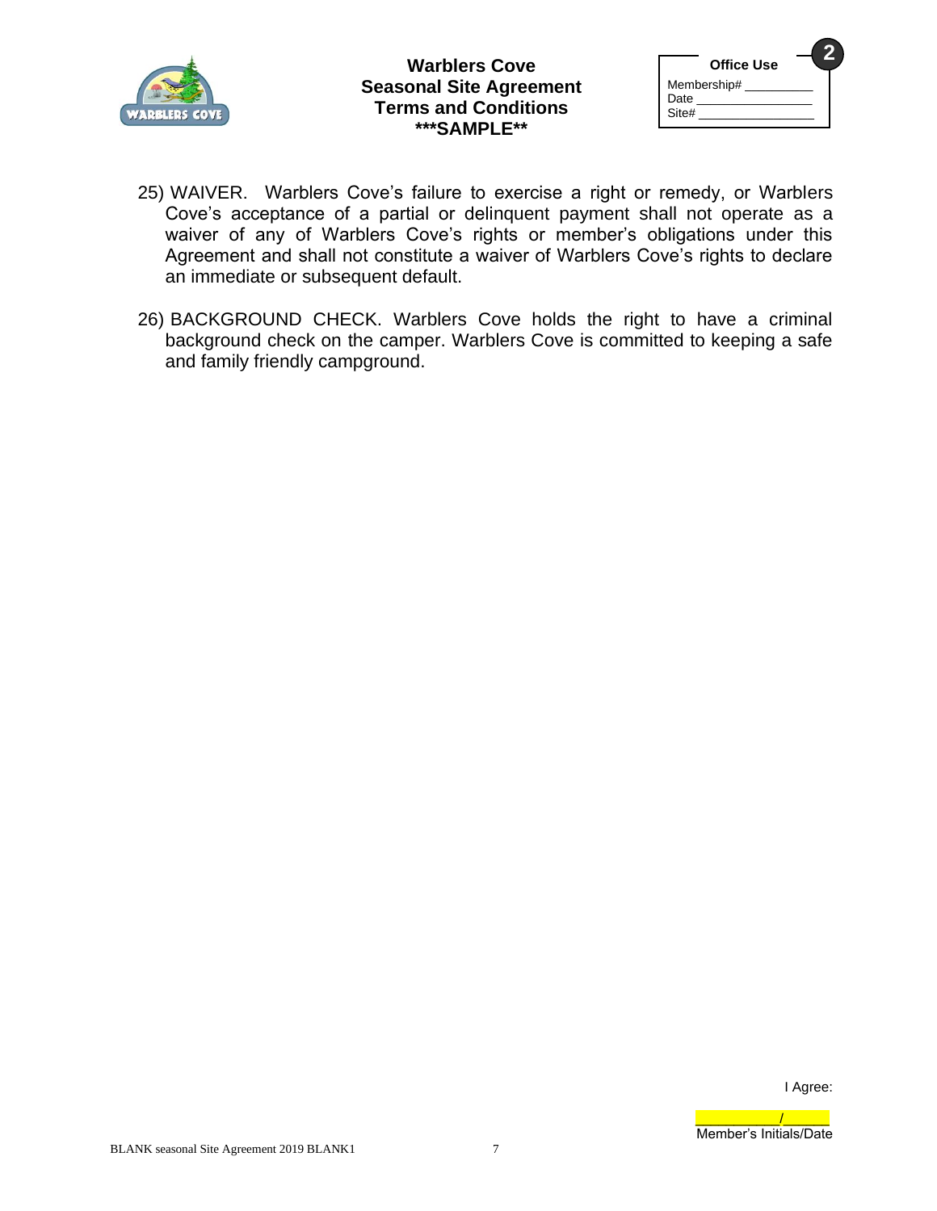**Warblers Cove**
**Seasonal Site Agreement**
**Terms and Conditions**
**\*\*\*SAMPLE\*\***

| Office Use |
|---|
| Membership# __________ |
| Date ________________ |
| Site# ________________ |

2

25) WAIVER. Warblers Cove's failure to exercise a right or remedy, or Warblers Cove's acceptance of a partial or delinquent payment shall not operate as a waiver of any of Warblers Cove's rights or member's obligations under this Agreement and shall not constitute a waiver of Warblers Cove's rights to declare an immediate or subsequent default.

26) BACKGROUND CHECK. Warblers Cove holds the right to have a criminal background check on the camper. Warblers Cove is committed to keeping a safe and family friendly campground.

I Agree:

___________/______
Member's Initials/Date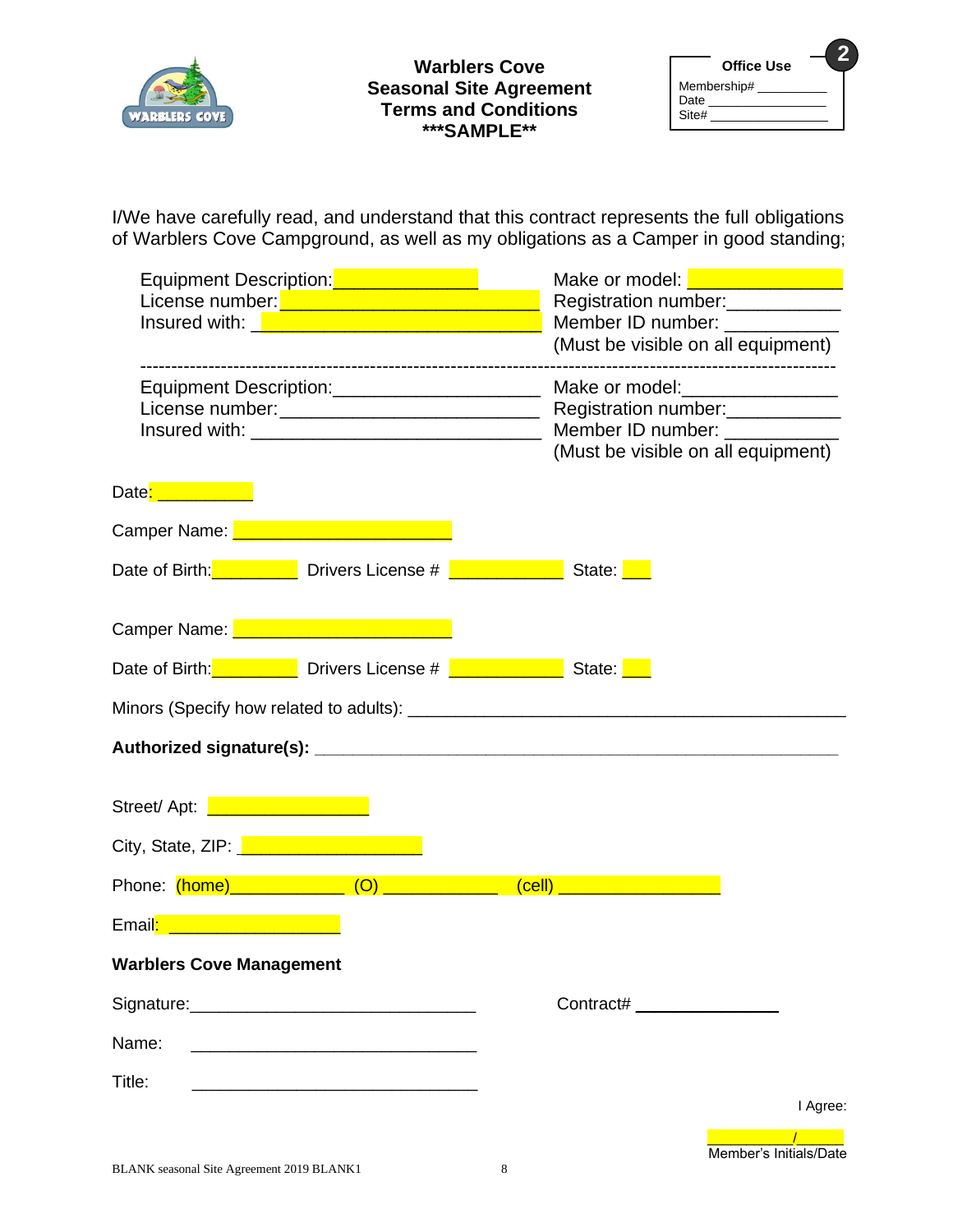**Warblers Cove**
**Seasonal Site Agreement**
**Terms and Conditions**
**\*\*\*SAMPLE\*\***

**Office Use**
Membership# ___________
Date ___________
Site# ___________

2

I/We have carefully read, and understand that this contract represents the full obligations of Warblers Cove Campground, as well as my obligations as a Camper in good standing;

Equipment Description: _______________
License number: ___________________________
Insured with: ____________________________
Make or model: _______________
Registration number: ___________
Member ID number: ___________
(Must be visible on all equipment)

---

Equipment Description: ____________________
License number: ___________________________
Insured with: ____________________________
Make or model: _______________
Registration number: ___________
Member ID number: ___________
(Must be visible on all equipment)

Date: ___________

Camper Name: ________________________

Date of Birth: _________ Drivers License # ____________ State: ___

Camper Name: ________________________

Date of Birth: _________ Drivers License # ____________ State: ___

Minors (Specify how related to adults): ____________________________________________

**Authorized signature(s):** ____________________________________________________

Street/ Apt: __________________

City, State, ZIP: ____________________

Phone: (home)____________ (O) ____________ (cell) _________________

Email: ____________________

**Warblers Cove Management**

Signature: _______________________________ Contract# ______________

Name: _______________________________

Title: _______________________________

I Agree:

__________/______
Member's Initials/Date

BLANK seasonal Site Agreement 2019 BLANK1